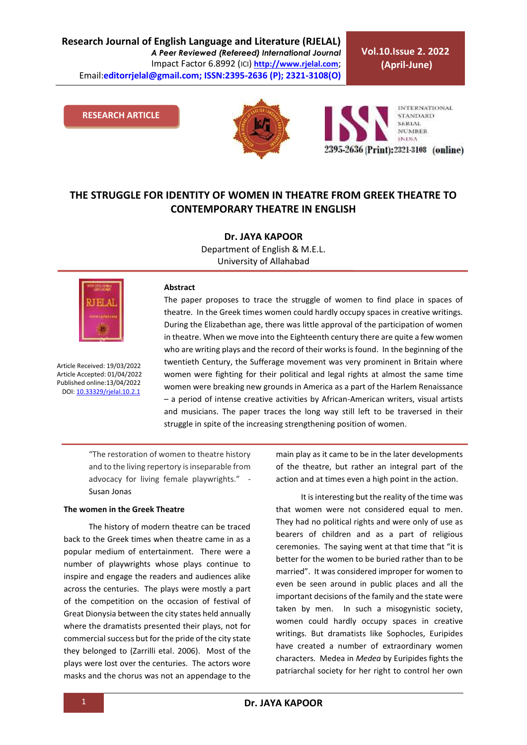Research Journal of English Language and Literature (RJELAL)
*A Peer Reviewed (Refereed) International Journal*
Impact Factor 6.8992 (ICI) http://www.rjelal.com;
Email:editorrjelal@gmail.com; ISSN:2395-2636 (P); 2321-3108(O)

**Vol.10.Issue 2. 2022 (April-June)**

RESEARCH ARTICLE

2395-2636 (Print):2321-3108 (online)

# THE STRUGGLE FOR IDENTITY OF WOMEN IN THEATRE FROM GREEK THEATRE TO CONTEMPORARY THEATRE IN ENGLISH

**Dr. JAYA KAPOOR**
Department of English & M.E.L.
University of Allahabad

Article Received: 19/03/2022
Article Accepted: 01/04/2022
Published online:13/04/2022
DOI: 10.33329/rjelal.10.2.1

**Abstract**

The paper proposes to trace the struggle of women to find place in spaces of theatre. In the Greek times women could hardly occupy spaces in creative writings. During the Elizabethan age, there was little approval of the participation of women in theatre. When we move into the Eighteenth century there are quite a few women who are writing plays and the record of their works is found. In the beginning of the twentieth Century, the Sufferage movement was very prominent in Britain where women were fighting for their political and legal rights at almost the same time women were breaking new grounds in America as a part of the Harlem Renaissance – a period of intense creative activities by African-American writers, visual artists and musicians. The paper traces the long way still left to be traversed in their struggle in spite of the increasing strengthening position of women.

> "The restoration of women to theatre history and to the living repertory is inseparable from advocacy for living female playwrights." - Susan Jonas

**The women in the Greek Theatre**

The history of modern theatre can be traced back to the Greek times when theatre came in as a popular medium of entertainment. There were a number of playwrights whose plays continue to inspire and engage the readers and audiences alike across the centuries. The plays were mostly a part of the competition on the occasion of festival of Great Dionysia between the city states held annually where the dramatists presented their plays, not for commercial success but for the pride of the city state they belonged to (Zarrilli etal. 2006). Most of the plays were lost over the centuries. The actors wore masks and the chorus was not an appendage to the main play as it came to be in the later developments of the theatre, but rather an integral part of the action and at times even a high point in the action.

It is interesting but the reality of the time was that women were not considered equal to men. They had no political rights and were only of use as bearers of children and as a part of religious ceremonies. The saying went at that time that "it is better for the women to be buried rather than to be married". It was considered improper for women to even be seen around in public places and all the important decisions of the family and the state were taken by men. In such a misogynistic society, women could hardly occupy spaces in creative writings. But dramatists like Sophocles, Euripides have created a number of extraordinary women characters. Medea in *Medea* by Euripides fights the patriarchal society for her right to control her own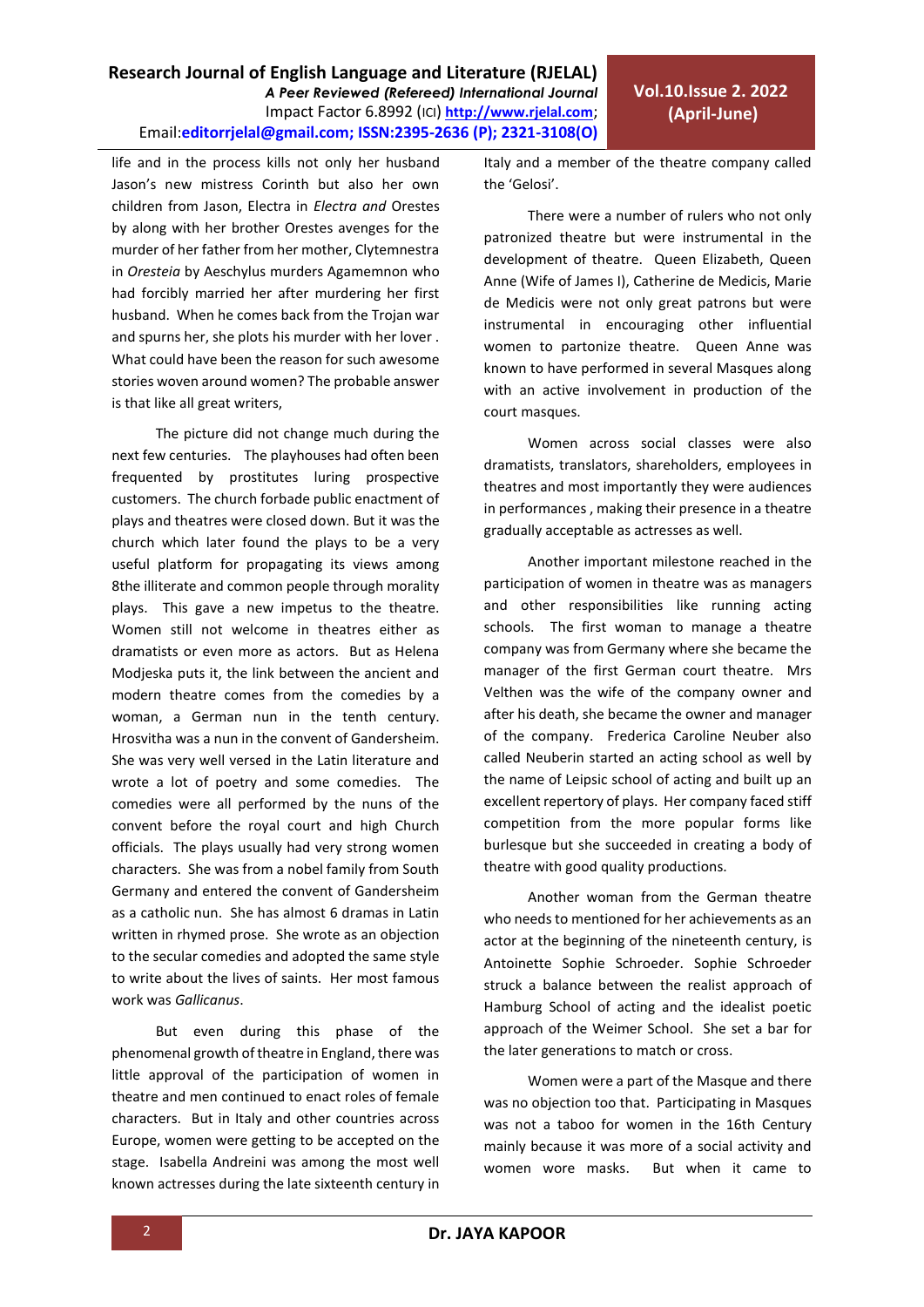life and in the process kills not only her husband Jason's new mistress Corinth but also her own children from Jason, Electra in *Electra and* Orestes by along with her brother Orestes avenges for the murder of her father from her mother, Clytemnestra in *Oresteia* by Aeschylus murders Agamemnon who had forcibly married her after murdering her first husband. When he comes back from the Trojan war and spurns her, she plots his murder with her lover . What could have been the reason for such awesome stories woven around women? The probable answer is that like all great writers,

The picture did not change much during the next few centuries. The playhouses had often been frequented by prostitutes luring prospective customers. The church forbade public enactment of plays and theatres were closed down. But it was the church which later found the plays to be a very useful platform for propagating its views among 8the illiterate and common people through morality plays. This gave a new impetus to the theatre. Women still not welcome in theatres either as dramatists or even more as actors. But as Helena Modjeska puts it, the link between the ancient and modern theatre comes from the comedies by a woman, a German nun in the tenth century. Hrosvitha was a nun in the convent of Gandersheim. She was very well versed in the Latin literature and wrote a lot of poetry and some comedies. The comedies were all performed by the nuns of the convent before the royal court and high Church officials. The plays usually had very strong women characters. She was from a nobel family from South Germany and entered the convent of Gandersheim as a catholic nun. She has almost 6 dramas in Latin written in rhymed prose. She wrote as an objection to the secular comedies and adopted the same style to write about the lives of saints. Her most famous work was *Gallicanus*.

But even during this phase of the phenomenal growth of theatre in England, there was little approval of the participation of women in theatre and men continued to enact roles of female characters. But in Italy and other countries across Europe, women were getting to be accepted on the stage. Isabella Andreini was among the most well known actresses during the late sixteenth century in Italy and a member of the theatre company called the 'Gelosi'.

There were a number of rulers who not only patronized theatre but were instrumental in the development of theatre. Queen Elizabeth, Queen Anne (Wife of James I), Catherine de Medicis, Marie de Medicis were not only great patrons but were instrumental in encouraging other influential women to partonize theatre. Queen Anne was known to have performed in several Masques along with an active involvement in production of the court masques.

Women across social classes were also dramatists, translators, shareholders, employees in theatres and most importantly they were audiences in performances , making their presence in a theatre gradually acceptable as actresses as well.

Another important milestone reached in the participation of women in theatre was as managers and other responsibilities like running acting schools. The first woman to manage a theatre company was from Germany where she became the manager of the first German court theatre. Mrs Velthen was the wife of the company owner and after his death, she became the owner and manager of the company. Frederica Caroline Neuber also called Neuberin started an acting school as well by the name of Leipsic school of acting and built up an excellent repertory of plays. Her company faced stiff competition from the more popular forms like burlesque but she succeeded in creating a body of theatre with good quality productions.

Another woman from the German theatre who needs to mentioned for her achievements as an actor at the beginning of the nineteenth century, is Antoinette Sophie Schroeder. Sophie Schroeder struck a balance between the realist approach of Hamburg School of acting and the idealist poetic approach of the Weimer School. She set a bar for the later generations to match or cross.

Women were a part of the Masque and there was no objection too that. Participating in Masques was not a taboo for women in the 16th Century mainly because it was more of a social activity and women wore masks. But when it came to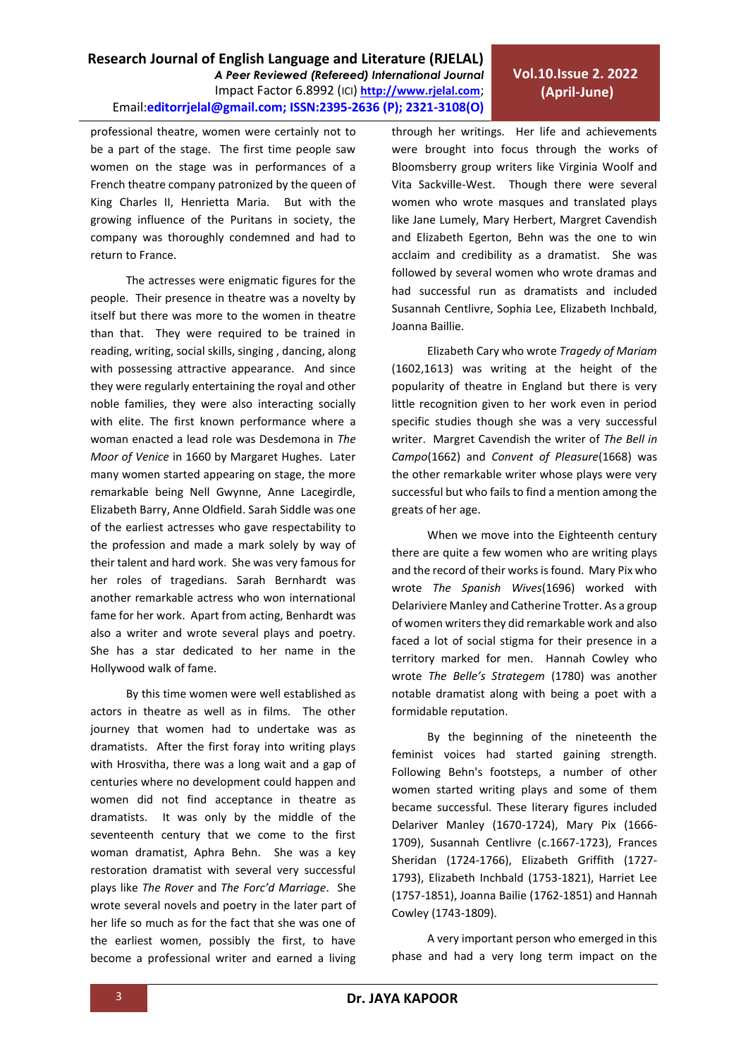professional theatre, women were certainly not to be a part of the stage. The first time people saw women on the stage was in performances of a French theatre company patronized by the queen of King Charles II, Henrietta Maria. But with the growing influence of the Puritans in society, the company was thoroughly condemned and had to return to France.

The actresses were enigmatic figures for the people. Their presence in theatre was a novelty by itself but there was more to the women in theatre than that. They were required to be trained in reading, writing, social skills, singing , dancing, along with possessing attractive appearance. And since they were regularly entertaining the royal and other noble families, they were also interacting socially with elite. The first known performance where a woman enacted a lead role was Desdemona in *The Moor of Venice* in 1660 by Margaret Hughes. Later many women started appearing on stage, the more remarkable being Nell Gwynne, Anne Lacegirdle, Elizabeth Barry, Anne Oldfield. Sarah Siddle was one of the earliest actresses who gave respectability to the profession and made a mark solely by way of their talent and hard work. She was very famous for her roles of tragedians. Sarah Bernhardt was another remarkable actress who won international fame for her work. Apart from acting, Benhardt was also a writer and wrote several plays and poetry. She has a star dedicated to her name in the Hollywood walk of fame.

By this time women were well established as actors in theatre as well as in films. The other journey that women had to undertake was as dramatists. After the first foray into writing plays with Hrosvitha, there was a long wait and a gap of centuries where no development could happen and women did not find acceptance in theatre as dramatists. It was only by the middle of the seventeenth century that we come to the first woman dramatist, Aphra Behn. She was a key restoration dramatist with several very successful plays like *The Rover* and *The Forc'd Marriage*. She wrote several novels and poetry in the later part of her life so much as for the fact that she was one of the earliest women, possibly the first, to have become a professional writer and earned a living through her writings. Her life and achievements were brought into focus through the works of Bloomsberry group writers like Virginia Woolf and Vita Sackville-West. Though there were several women who wrote masques and translated plays like Jane Lumely, Mary Herbert, Margret Cavendish and Elizabeth Egerton, Behn was the one to win acclaim and credibility as a dramatist. She was followed by several women who wrote dramas and had successful run as dramatists and included Susannah Centlivre, Sophia Lee, Elizabeth Inchbald, Joanna Baillie.

Elizabeth Cary who wrote *Tragedy of Mariam* (1602,1613) was writing at the height of the popularity of theatre in England but there is very little recognition given to her work even in period specific studies though she was a very successful writer. Margret Cavendish the writer of *The Bell in Campo*(1662) and *Convent of Pleasure*(1668) was the other remarkable writer whose plays were very successful but who fails to find a mention among the greats of her age.

When we move into the Eighteenth century there are quite a few women who are writing plays and the record of their works is found. Mary Pix who wrote *The Spanish Wives*(1696) worked with Delariviere Manley and Catherine Trotter. As a group of women writers they did remarkable work and also faced a lot of social stigma for their presence in a territory marked for men. Hannah Cowley who wrote *The Belle's Strategem* (1780) was another notable dramatist along with being a poet with a formidable reputation.

By the beginning of the nineteenth the feminist voices had started gaining strength. Following Behn's footsteps, a number of other women started writing plays and some of them became successful. These literary figures included Delariver Manley (1670-1724), Mary Pix (1666-1709), Susannah Centlivre (c.1667-1723), Frances Sheridan (1724-1766), Elizabeth Griffith (1727-1793), Elizabeth Inchbald (1753-1821), Harriet Lee (1757-1851), Joanna Bailie (1762-1851) and Hannah Cowley (1743-1809).

A very important person who emerged in this phase and had a very long term impact on the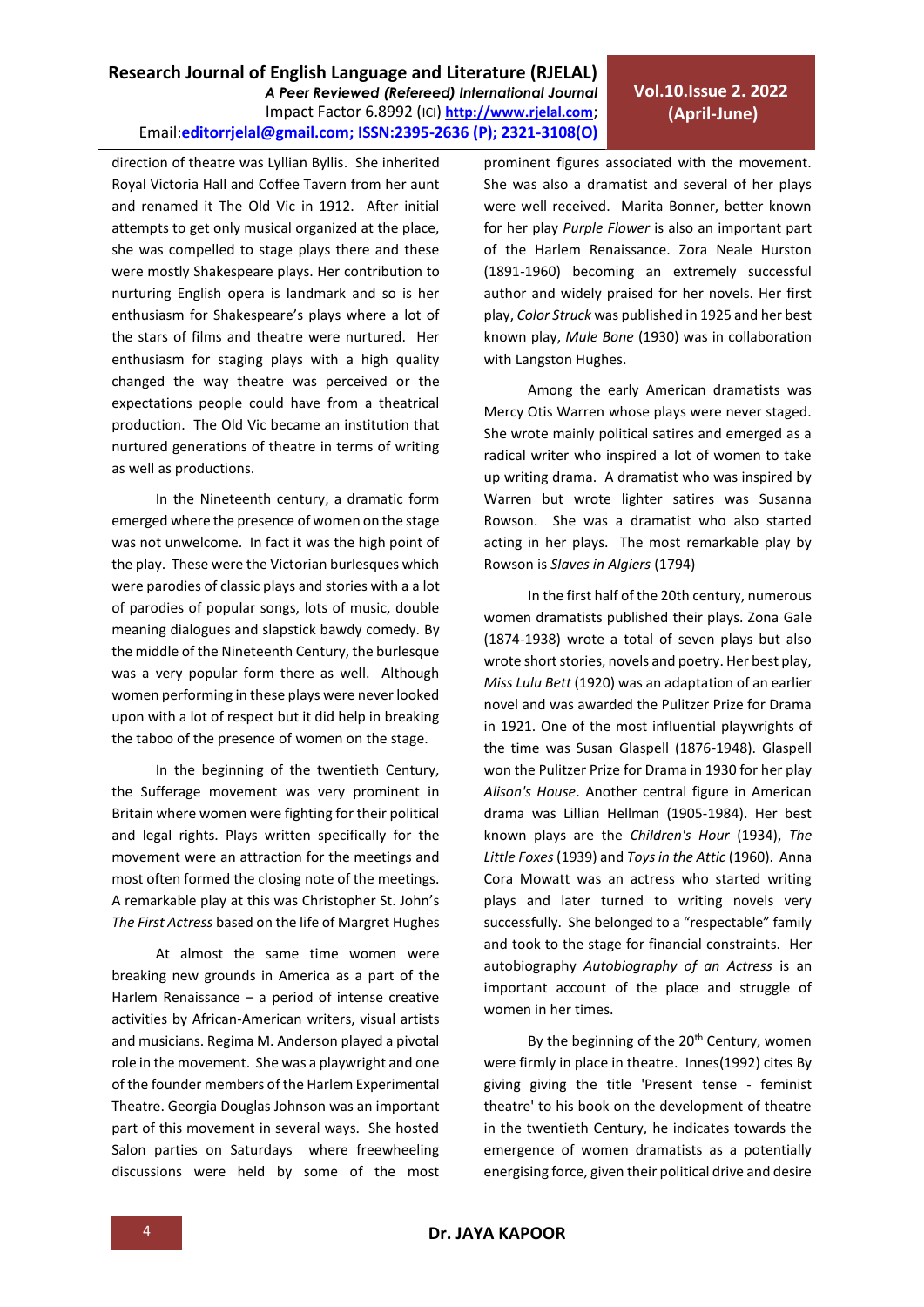direction of theatre was Lyllian Byllis. She inherited Royal Victoria Hall and Coffee Tavern from her aunt and renamed it The Old Vic in 1912. After initial attempts to get only musical organized at the place, she was compelled to stage plays there and these were mostly Shakespeare plays. Her contribution to nurturing English opera is landmark and so is her enthusiasm for Shakespeare's plays where a lot of the stars of films and theatre were nurtured. Her enthusiasm for staging plays with a high quality changed the way theatre was perceived or the expectations people could have from a theatrical production. The Old Vic became an institution that nurtured generations of theatre in terms of writing as well as productions.

In the Nineteenth century, a dramatic form emerged where the presence of women on the stage was not unwelcome. In fact it was the high point of the play. These were the Victorian burlesques which were parodies of classic plays and stories with a a lot of parodies of popular songs, lots of music, double meaning dialogues and slapstick bawdy comedy. By the middle of the Nineteenth Century, the burlesque was a very popular form there as well. Although women performing in these plays were never looked upon with a lot of respect but it did help in breaking the taboo of the presence of women on the stage.

In the beginning of the twentieth Century, the Sufferage movement was very prominent in Britain where women were fighting for their political and legal rights. Plays written specifically for the movement were an attraction for the meetings and most often formed the closing note of the meetings. A remarkable play at this was Christopher St. John's *The First Actress* based on the life of Margret Hughes

At almost the same time women were breaking new grounds in America as a part of the Harlem Renaissance – a period of intense creative activities by African-American writers, visual artists and musicians. Regima M. Anderson played a pivotal role in the movement. She was a playwright and one of the founder members of the Harlem Experimental Theatre. Georgia Douglas Johnson was an important part of this movement in several ways. She hosted Salon parties on Saturdays where freewheeling discussions were held by some of the most prominent figures associated with the movement. She was also a dramatist and several of her plays were well received. Marita Bonner, better known for her play *Purple Flower* is also an important part of the Harlem Renaissance. Zora Neale Hurston (1891-1960) becoming an extremely successful author and widely praised for her novels. Her first play, *Color Struck* was published in 1925 and her best known play, *Mule Bone* (1930) was in collaboration with Langston Hughes.

Among the early American dramatists was Mercy Otis Warren whose plays were never staged. She wrote mainly political satires and emerged as a radical writer who inspired a lot of women to take up writing drama. A dramatist who was inspired by Warren but wrote lighter satires was Susanna Rowson. She was a dramatist who also started acting in her plays. The most remarkable play by Rowson is *Slaves in Algiers* (1794)

In the first half of the 20th century, numerous women dramatists published their plays. Zona Gale (1874-1938) wrote a total of seven plays but also wrote short stories, novels and poetry. Her best play, *Miss Lulu Bett* (1920) was an adaptation of an earlier novel and was awarded the Pulitzer Prize for Drama in 1921. One of the most influential playwrights of the time was Susan Glaspell (1876-1948). Glaspell won the Pulitzer Prize for Drama in 1930 for her play *Alison's House*. Another central figure in American drama was Lillian Hellman (1905-1984). Her best known plays are the *Children's Hour* (1934), *The Little Foxes* (1939) and *Toys in the Attic* (1960). Anna Cora Mowatt was an actress who started writing plays and later turned to writing novels very successfully. She belonged to a "respectable" family and took to the stage for financial constraints. Her autobiography *Autobiography of an Actress* is an important account of the place and struggle of women in her times.

By the beginning of the 20th Century, women were firmly in place in theatre. Innes(1992) cites By giving giving the title 'Present tense - feminist theatre' to his book on the development of theatre in the twentieth Century, he indicates towards the emergence of women dramatists as a potentially energising force, given their political drive and desire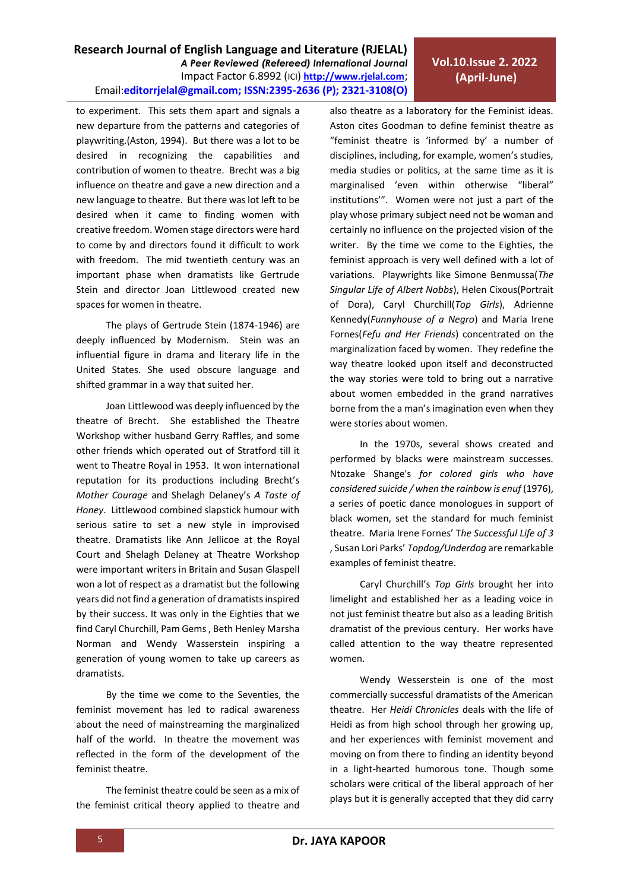to experiment. This sets them apart and signals a new departure from the patterns and categories of playwriting.(Aston, 1994). But there was a lot to be desired in recognizing the capabilities and contribution of women to theatre. Brecht was a big influence on theatre and gave a new direction and a new language to theatre. But there was lot left to be desired when it came to finding women with creative freedom. Women stage directors were hard to come by and directors found it difficult to work with freedom. The mid twentieth century was an important phase when dramatists like Gertrude Stein and director Joan Littlewood created new spaces for women in theatre.

The plays of Gertrude Stein (1874-1946) are deeply influenced by Modernism. Stein was an influential figure in drama and literary life in the United States. She used obscure language and shifted grammar in a way that suited her.

Joan Littlewood was deeply influenced by the theatre of Brecht. She established the Theatre Workshop wither husband Gerry Raffles, and some other friends which operated out of Stratford till it went to Theatre Royal in 1953. It won international reputation for its productions including Brecht's *Mother Courage* and Shelagh Delaney's *A Taste of Honey*. Littlewood combined slapstick humour with serious satire to set a new style in improvised theatre. Dramatists like Ann Jellicoe at the Royal Court and Shelagh Delaney at Theatre Workshop were important writers in Britain and Susan Glaspell won a lot of respect as a dramatist but the following years did not find a generation of dramatists inspired by their success. It was only in the Eighties that we find Caryl Churchill, Pam Gems , Beth Henley Marsha Norman and Wendy Wasserstein inspiring a generation of young women to take up careers as dramatists.

By the time we come to the Seventies, the feminist movement has led to radical awareness about the need of mainstreaming the marginalized half of the world. In theatre the movement was reflected in the form of the development of the feminist theatre.

The feminist theatre could be seen as a mix of the feminist critical theory applied to theatre and also theatre as a laboratory for the Feminist ideas. Aston cites Goodman to define feminist theatre as "feminist theatre is 'informed by' a number of disciplines, including, for example, women's studies, media studies or politics, at the same time as it is marginalised 'even within otherwise "liberal" institutions'". Women were not just a part of the play whose primary subject need not be woman and certainly no influence on the projected vision of the writer. By the time we come to the Eighties, the feminist approach is very well defined with a lot of variations. Playwrights like Simone Benmussa(*The Singular Life of Albert Nobbs*), Helen Cixous(Portrait of Dora), Caryl Churchill(*Top Girls*), Adrienne Kennedy(*Funnyhouse of a Negro*) and Maria Irene Fornes(*Fefu and Her Friends*) concentrated on the marginalization faced by women. They redefine the way theatre looked upon itself and deconstructed the way stories were told to bring out a narrative about women embedded in the grand narratives borne from the a man's imagination even when they were stories about women.

In the 1970s, several shows created and performed by blacks were mainstream successes. Ntozake Shange's *for colored girls who have considered suicide / when the rainbow is enuf* (1976), a series of poetic dance monologues in support of black women, set the standard for much feminist theatre. Maria Irene Fornes' T*he Successful Life of 3* , Susan Lori Parks' *Topdog/Underdog* are remarkable examples of feminist theatre.

Caryl Churchill's *Top Girls* brought her into limelight and established her as a leading voice in not just feminist theatre but also as a leading British dramatist of the previous century. Her works have called attention to the way theatre represented women.

Wendy Wesserstein is one of the most commercially successful dramatists of the American theatre. Her *Heidi Chronicles* deals with the life of Heidi as from high school through her growing up, and her experiences with feminist movement and moving on from there to finding an identity beyond in a light-hearted humorous tone. Though some scholars were critical of the liberal approach of her plays but it is generally accepted that they did carry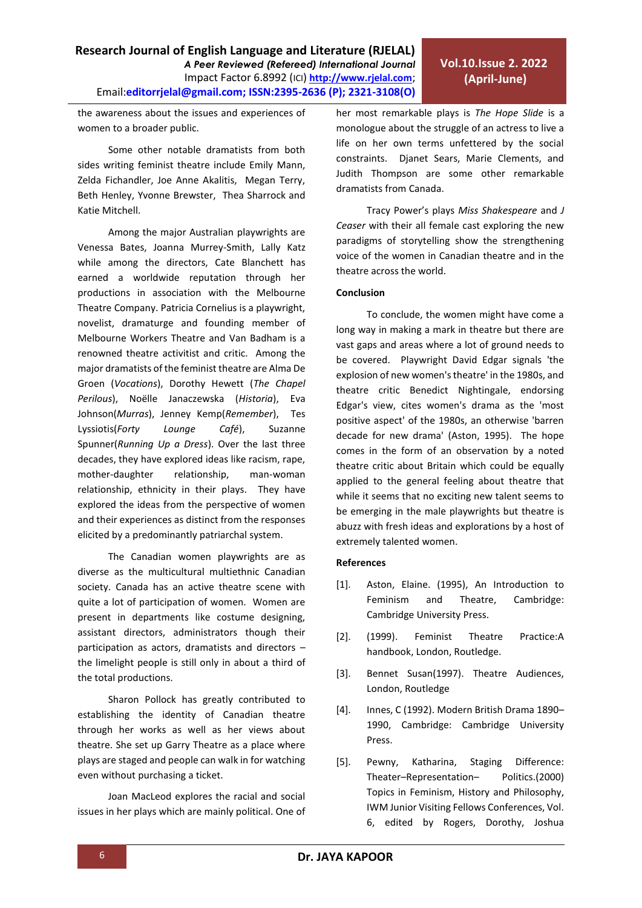the awareness about the issues and experiences of women to a broader public.

Some other notable dramatists from both sides writing feminist theatre include Emily Mann, Zelda Fichandler, Joe Anne Akalitis, Megan Terry, Beth Henley, Yvonne Brewster, Thea Sharrock and Katie Mitchell.

Among the major Australian playwrights are Venessa Bates, Joanna Murrey-Smith, Lally Katz while among the directors, Cate Blanchett has earned a worldwide reputation through her productions in association with the Melbourne Theatre Company. Patricia Cornelius is a playwright, novelist, dramaturge and founding member of Melbourne Workers Theatre and Van Badham is a renowned theatre activitist and critic. Among the major dramatists of the feminist theatre are Alma De Groen (*Vocations*), Dorothy Hewett (*The Chapel Perilous*), Noëlle Janaczewska (*Historia*), Eva Johnson(*Murras*), Jenney Kemp(*Remember*), Tes Lyssiotis(*Forty Lounge Café*), Suzanne Spunner(*Running Up a Dress*). Over the last three decades, they have explored ideas like racism, rape, mother-daughter relationship, man-woman relationship, ethnicity in their plays. They have explored the ideas from the perspective of women and their experiences as distinct from the responses elicited by a predominantly patriarchal system.

The Canadian women playwrights are as diverse as the multicultural multiethnic Canadian society. Canada has an active theatre scene with quite a lot of participation of women. Women are present in departments like costume designing, assistant directors, administrators though their participation as actors, dramatists and directors – the limelight people is still only in about a third of the total productions.

Sharon Pollock has greatly contributed to establishing the identity of Canadian theatre through her works as well as her views about theatre. She set up Garry Theatre as a place where plays are staged and people can walk in for watching even without purchasing a ticket.

Joan MacLeod explores the racial and social issues in her plays which are mainly political. One of her most remarkable plays is *The Hope Slide* is a monologue about the struggle of an actress to live a life on her own terms unfettered by the social constraints. Djanet Sears, Marie Clements, and Judith Thompson are some other remarkable dramatists from Canada.

Tracy Power's plays *Miss Shakespeare* and *J Ceaser* with their all female cast exploring the new paradigms of storytelling show the strengthening voice of the women in Canadian theatre and in the theatre across the world.

**Conclusion**

To conclude, the women might have come a long way in making a mark in theatre but there are vast gaps and areas where a lot of ground needs to be covered. Playwright David Edgar signals 'the explosion of new women's theatre' in the 1980s, and theatre critic Benedict Nightingale, endorsing Edgar's view, cites women's drama as the 'most positive aspect' of the 1980s, an otherwise 'barren decade for new drama' (Aston, 1995). The hope comes in the form of an observation by a noted theatre critic about Britain which could be equally applied to the general feeling about theatre that while it seems that no exciting new talent seems to be emerging in the male playwrights but theatre is abuzz with fresh ideas and explorations by a host of extremely talented women.

**References**

[1]. Aston, Elaine. (1995), An Introduction to Feminism and Theatre, Cambridge: Cambridge University Press.

[2]. (1999). Feminist Theatre Practice:A handbook, London, Routledge.

[3]. Bennet Susan(1997). Theatre Audiences, London, Routledge

[4]. Innes, C (1992). Modern British Drama 1890–1990, Cambridge: Cambridge University Press.

[5]. Pewny, Katharina, Staging Difference: Theater–Representation– Politics.(2000) Topics in Feminism, History and Philosophy, IWM Junior Visiting Fellows Conferences, Vol. 6, edited by Rogers, Dorothy, Joshua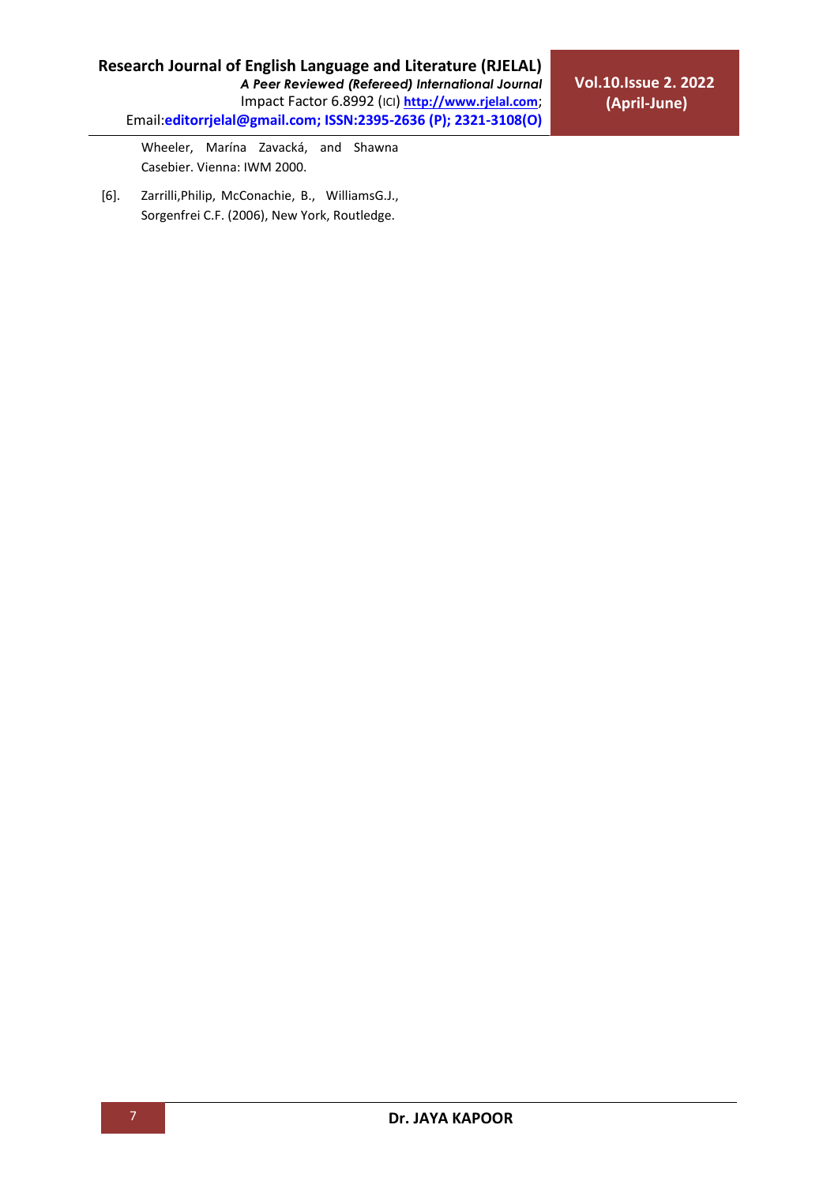Wheeler, Marína Zavacká, and Shawna Casebier. Vienna: IWM 2000.

[6]. Zarrilli,Philip, McConachie, B., WilliamsG.J., Sorgenfrei C.F. (2006), New York, Routledge.